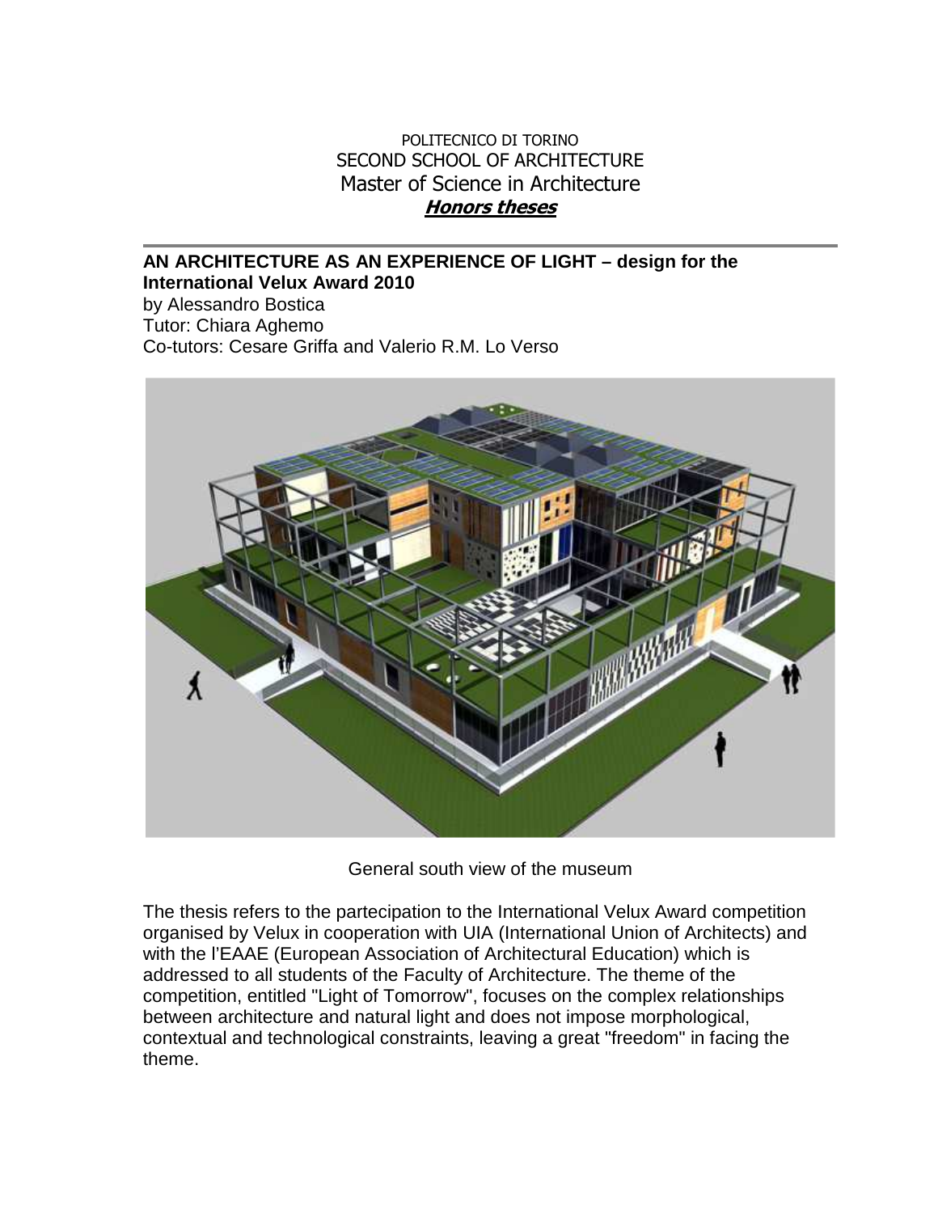POLITECNICO DI TORINO
SECOND SCHOOL OF ARCHITECTURE
Master of Science in Architecture
***Honors theses***

---

## AN ARCHITECTURE AS AN EXPERIENCE OF LIGHT – design for the International Velux Award 2010

by Alessandro Bostica
Tutor: Chiara Aghemo
Co-tutors: Cesare Griffa and Valerio R.M. Lo Verso

General south view of the museum

The thesis refers to the partecipation to the International Velux Award competition organised by Velux in cooperation with UIA (International Union of Architects) and with the l'EAAE (European Association of Architectural Education) which is addressed to all students of the Faculty of Architecture. The theme of the competition, entitled "Light of Tomorrow", focuses on the complex relationships between architecture and natural light and does not impose morphological, contextual and technological constraints, leaving a great "freedom" in facing the theme.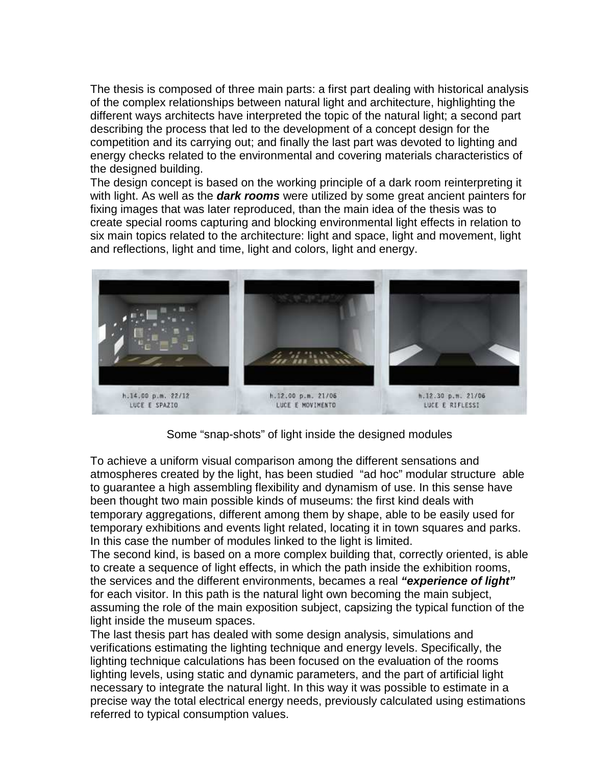The thesis is composed of three main parts: a first part dealing with historical analysis of the complex relationships between natural light and architecture, highlighting the different ways architects have interpreted the topic of the natural light; a second part describing the process that led to the development of a concept design for the competition and its carrying out; and finally the last part was devoted to lighting and energy checks related to the environmental and covering materials characteristics of the designed building.

The design concept is based on the working principle of a dark room reinterpreting it with light. As well as the ***dark rooms*** were utilized by some great ancient painters for fixing images that was later reproduced, than the main idea of the thesis was to create special rooms capturing and blocking environmental light effects in relation to six main topics related to the architecture: light and space, light and movement, light and reflections, light and time, light and colors, light and energy.

Some “snap-shots” of light inside the designed modules

To achieve a uniform visual comparison among the different sensations and atmospheres created by the light, has been studied “ad hoc” modular structure able to guarantee a high assembling flexibility and dynamism of use. In this sense have been thought two main possible kinds of museums: the first kind deals with temporary aggregations, different among them by shape, able to be easily used for temporary exhibitions and events light related, locating it in town squares and parks. In this case the number of modules linked to the light is limited.

The second kind, is based on a more complex building that, correctly oriented, is able to create a sequence of light effects, in which the path inside the exhibition rooms, the services and the different environments, becames a real ***“experience of light”*** for each visitor. In this path is the natural light own becoming the main subject, assuming the role of the main exposition subject, capsizing the typical function of the light inside the museum spaces.

The last thesis part has dealed with some design analysis, simulations and verifications estimating the lighting technique and energy levels. Specifically, the lighting technique calculations has been focused on the evaluation of the rooms lighting levels, using static and dynamic parameters, and the part of artificial light necessary to integrate the natural light. In this way it was possible to estimate in a precise way the total electrical energy needs, previously calculated using estimations referred to typical consumption values.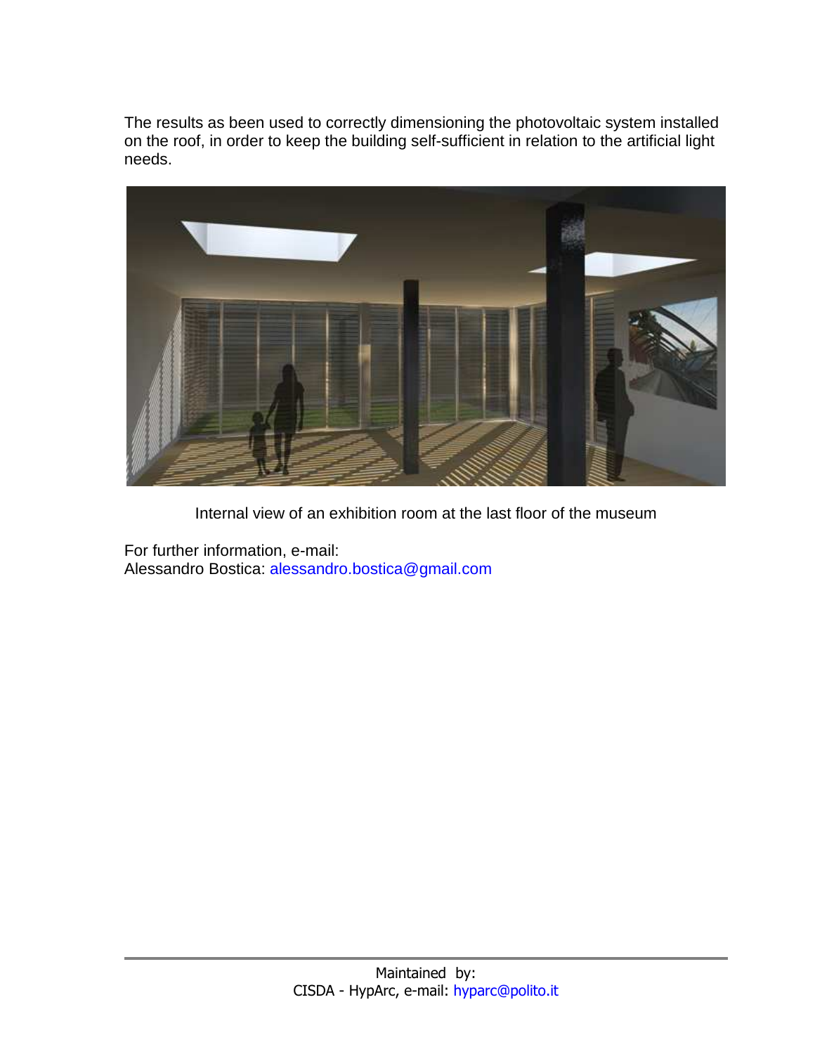The results as been used to correctly dimensioning the photovoltaic system installed on the roof, in order to keep the building self-sufficient in relation to the artificial light needs.

Internal view of an exhibition room at the last floor of the museum

For further information, e-mail:
Alessandro Bostica: alessandro.bostica@gmail.com

Maintained by:
CISDA - HypArc, e-mail: hyparc@polito.it